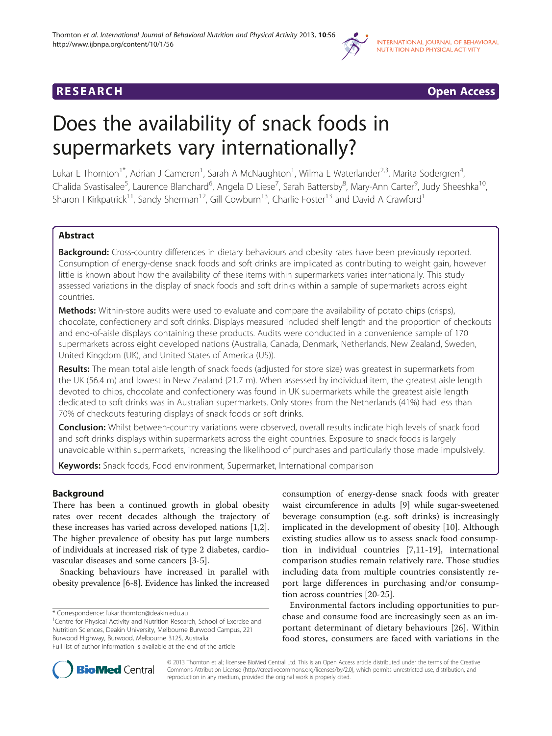RESEARCH Open Access

# Does the availability of snack foods in supermarkets vary internationally?

Lukar E Thornton[1*], Adrian J Cameron[1], Sarah A McNaughton[1], Wilma E Waterlander[2,3], Marita Sodergren[4], Chalida Svastisalee[5], Laurence Blanchard[6], Angela D Liese[7], Sarah Battersby[8], Mary-Ann Carter[9], Judy Sheeshka[10], Sharon I Kirkpatrick[11], Sandy Sherman[12], Gill Cowburn[13], Charlie Foster[13] and David A Crawford[1]

## Abstract

**Background:** Cross-country differences in dietary behaviours and obesity rates have been previously reported. Consumption of energy-dense snack foods and soft drinks are implicated as contributing to weight gain, however little is known about how the availability of these items within supermarkets varies internationally. This study assessed variations in the display of snack foods and soft drinks within a sample of supermarkets across eight countries.

**Methods:** Within-store audits were used to evaluate and compare the availability of potato chips (crisps), chocolate, confectionery and soft drinks. Displays measured included shelf length and the proportion of checkouts and end-of-aisle displays containing these products. Audits were conducted in a convenience sample of 170 supermarkets across eight developed nations (Australia, Canada, Denmark, Netherlands, New Zealand, Sweden, United Kingdom (UK), and United States of America (US)).

**Results:** The mean total aisle length of snack foods (adjusted for store size) was greatest in supermarkets from the UK (56.4 m) and lowest in New Zealand (21.7 m). When assessed by individual item, the greatest aisle length devoted to chips, chocolate and confectionery was found in UK supermarkets while the greatest aisle length dedicated to soft drinks was in Australian supermarkets. Only stores from the Netherlands (41%) had less than 70% of checkouts featuring displays of snack foods or soft drinks.

**Conclusion:** Whilst between-country variations were observed, overall results indicate high levels of snack food and soft drinks displays within supermarkets across the eight countries. Exposure to snack foods is largely unavoidable within supermarkets, increasing the likelihood of purchases and particularly those made impulsively.

**Keywords:** Snack foods, Food environment, Supermarket, International comparison

## Background

There has been a continued growth in global obesity rates over recent decades although the trajectory of these increases has varied across developed nations [1,2]. The higher prevalence of obesity has put large numbers of individuals at increased risk of type 2 diabetes, cardiovascular diseases and some cancers [3-5].

Snacking behaviours have increased in parallel with obesity prevalence [6-8]. Evidence has linked the increased consumption of energy-dense snack foods with greater waist circumference in adults [9] while sugar-sweetened beverage consumption (e.g. soft drinks) is increasingly implicated in the development of obesity [10]. Although existing studies allow us to assess snack food consumption in individual countries [7,11-19], international comparison studies remain relatively rare. Those studies including data from multiple countries consistently report large differences in purchasing and/or consumption across countries [20-25].

Environmental factors including opportunities to purchase and consume food are increasingly seen as an important determinant of dietary behaviours [26]. Within food stores, consumers are faced with variations in the

\* Correspondence: lukar.thornton@deakin.edu.au
[1]Centre for Physical Activity and Nutrition Research, School of Exercise and Nutrition Sciences, Deakin University, Melbourne Burwood Campus, 221 Burwood Highway, Burwood, Melbourne 3125, Australia
Full list of author information is available at the end of the article

© 2013 Thornton et al.; licensee BioMed Central Ltd. This is an Open Access article distributed under the terms of the Creative Commons Attribution License (http://creativecommons.org/licenses/by/2.0), which permits unrestricted use, distribution, and reproduction in any medium, provided the original work is properly cited.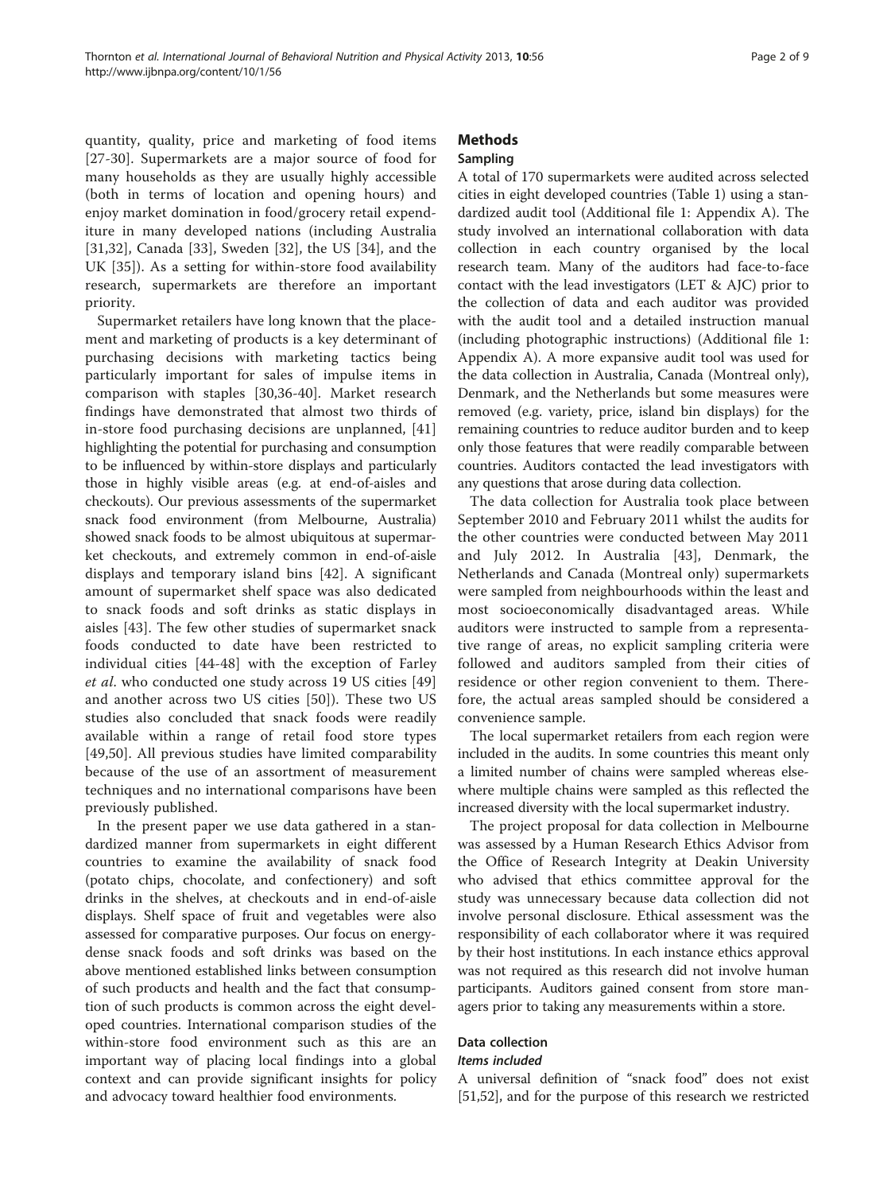quantity, quality, price and marketing of food items [27-30]. Supermarkets are a major source of food for many households as they are usually highly accessible (both in terms of location and opening hours) and enjoy market domination in food/grocery retail expenditure in many developed nations (including Australia [31,32], Canada [33], Sweden [32], the US [34], and the UK [35]). As a setting for within-store food availability research, supermarkets are therefore an important priority.

Supermarket retailers have long known that the placement and marketing of products is a key determinant of purchasing decisions with marketing tactics being particularly important for sales of impulse items in comparison with staples [30,36-40]. Market research findings have demonstrated that almost two thirds of in-store food purchasing decisions are unplanned, [41] highlighting the potential for purchasing and consumption to be influenced by within-store displays and particularly those in highly visible areas (e.g. at end-of-aisles and checkouts). Our previous assessments of the supermarket snack food environment (from Melbourne, Australia) showed snack foods to be almost ubiquitous at supermarket checkouts, and extremely common in end-of-aisle displays and temporary island bins [42]. A significant amount of supermarket shelf space was also dedicated to snack foods and soft drinks as static displays in aisles [43]. The few other studies of supermarket snack foods conducted to date have been restricted to individual cities [44-48] with the exception of Farley *et al*. who conducted one study across 19 US cities [49] and another across two US cities [50]). These two US studies also concluded that snack foods were readily available within a range of retail food store types [49,50]. All previous studies have limited comparability because of the use of an assortment of measurement techniques and no international comparisons have been previously published.

In the present paper we use data gathered in a standardized manner from supermarkets in eight different countries to examine the availability of snack food (potato chips, chocolate, and confectionery) and soft drinks in the shelves, at checkouts and in end-of-aisle displays. Shelf space of fruit and vegetables were also assessed for comparative purposes. Our focus on energy-dense snack foods and soft drinks was based on the above mentioned established links between consumption of such products and health and the fact that consumption of such products is common across the eight developed countries. International comparison studies of the within-store food environment such as this are an important way of placing local findings into a global context and can provide significant insights for policy and advocacy toward healthier food environments.

## Methods

### Sampling

A total of 170 supermarkets were audited across selected cities in eight developed countries (Table 1) using a standardized audit tool (Additional file 1: Appendix A). The study involved an international collaboration with data collection in each country organised by the local research team. Many of the auditors had face-to-face contact with the lead investigators (LET & AJC) prior to the collection of data and each auditor was provided with the audit tool and a detailed instruction manual (including photographic instructions) (Additional file 1: Appendix A). A more expansive audit tool was used for the data collection in Australia, Canada (Montreal only), Denmark, and the Netherlands but some measures were removed (e.g. variety, price, island bin displays) for the remaining countries to reduce auditor burden and to keep only those features that were readily comparable between countries. Auditors contacted the lead investigators with any questions that arose during data collection.

The data collection for Australia took place between September 2010 and February 2011 whilst the audits for the other countries were conducted between May 2011 and July 2012. In Australia [43], Denmark, the Netherlands and Canada (Montreal only) supermarkets were sampled from neighbourhoods within the least and most socioeconomically disadvantaged areas. While auditors were instructed to sample from a representative range of areas, no explicit sampling criteria were followed and auditors sampled from their cities of residence or other region convenient to them. Therefore, the actual areas sampled should be considered a convenience sample.

The local supermarket retailers from each region were included in the audits. In some countries this meant only a limited number of chains were sampled whereas elsewhere multiple chains were sampled as this reflected the increased diversity with the local supermarket industry.

The project proposal for data collection in Melbourne was assessed by a Human Research Ethics Advisor from the Office of Research Integrity at Deakin University who advised that ethics committee approval for the study was unnecessary because data collection did not involve personal disclosure. Ethical assessment was the responsibility of each collaborator where it was required by their host institutions. In each instance ethics approval was not required as this research did not involve human participants. Auditors gained consent from store managers prior to taking any measurements within a store.

### Data collection

#### *Items included*

A universal definition of "snack food" does not exist [51,52], and for the purpose of this research we restricted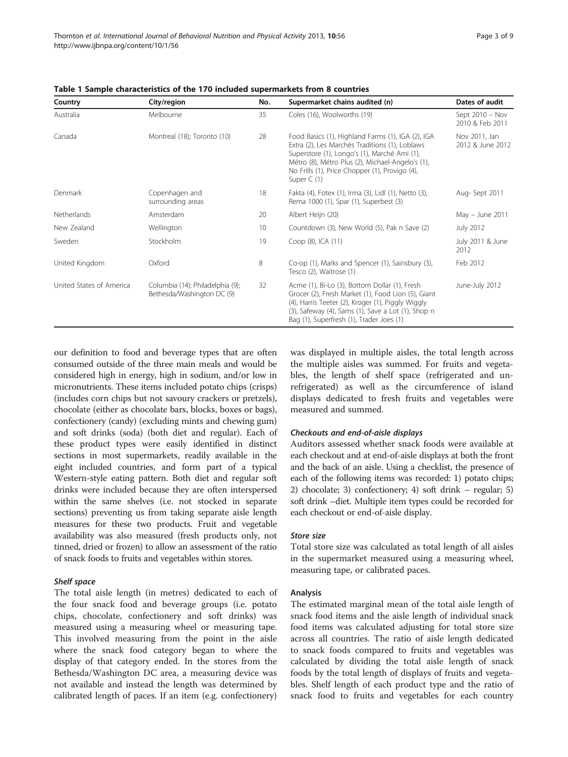**Table 1 Sample characteristics of the 170 included supermarkets from 8 countries**

| Country | City/region | No. | Supermarket chains audited (n) | Dates of audit |
|---|---|---|---|---|
| Australia | Melbourne | 35 | Coles (16), Woolworths (19) | Sept 2010 – Nov 2010 & Feb 2011 |
| Canada | Montreal (18); Toronto (10) | 28 | Food Basics (1), Highland Farms (1), IGA (2), IGA Extra (2), Les Marchés Traditions (1), Loblaws Superstore (1), Longo's (1), Marché Ami (1), Métro (8), Métro Plus (2), Michael-Angelo's (1), No Frills (1), Price Chopper (1), Provigo (4), Super C (1) | Nov 2011, Jan 2012 & June 2012 |
| Denmark | Copenhagen and surrounding areas | 18 | Fakta (4), Fotex (1), Irma (3), Lidl (1), Netto (3), Rema 1000 (1), Spar (1), Superbest (3) | Aug- Sept 2011 |
| Netherlands | Amsterdam | 20 | Albert Heijn (20) | May – June 2011 |
| New Zealand | Wellington | 10 | Countdown (3), New World (5), Pak n Save (2) | July 2012 |
| Sweden | Stockholm | 19 | Coop (8), ICA (11) | July 2011 & June 2012 |
| United Kingdom | Oxford | 8 | Co-op (1), Marks and Spencer (1), Sainsbury (3), Tesco (2), Waitrose (1) | Feb 2012 |
| United States of America | Columbia (14); Philadelphia (9); Bethesda/Washington DC (9) | 32 | Acme (1), Bi-Lo (3), Bottom Dollar (1), Fresh Grocer (2), Fresh Market (1), Food Lion (5), Giant (4), Harris Teeter (2), Kroger (1), Piggly Wiggly (3), Safeway (4), Sams (1), Save a Lot (1), Shop n Bag (1), Superfresh (1), Trader Joes (1) | June-July 2012 |

our definition to food and beverage types that are often consumed outside of the three main meals and would be considered high in energy, high in sodium, and/or low in micronutrients. These items included potato chips (crisps) (includes corn chips but not savoury crackers or pretzels), chocolate (either as chocolate bars, blocks, boxes or bags), confectionery (candy) (excluding mints and chewing gum) and soft drinks (soda) (both diet and regular). Each of these product types were easily identified in distinct sections in most supermarkets, readily available in the eight included countries, and form part of a typical Western-style eating pattern. Both diet and regular soft drinks were included because they are often interspersed within the same shelves (i.e. not stocked in separate sections) preventing us from taking separate aisle length measures for these two products. Fruit and vegetable availability was also measured (fresh products only, not tinned, dried or frozen) to allow an assessment of the ratio of snack foods to fruits and vegetables within stores.

#### *Shelf space*

The total aisle length (in metres) dedicated to each of the four snack food and beverage groups (i.e. potato chips, chocolate, confectionery and soft drinks) was measured using a measuring wheel or measuring tape. This involved measuring from the point in the aisle where the snack food category began to where the display of that category ended. In the stores from the Bethesda/Washington DC area, a measuring device was not available and instead the length was determined by calibrated length of paces. If an item (e.g. confectionery) was displayed in multiple aisles, the total length across the multiple aisles was summed. For fruits and vegetables, the length of shelf space (refrigerated and unrefrigerated) as well as the circumference of island displays dedicated to fresh fruits and vegetables were measured and summed.

#### *Checkouts and end-of-aisle displays*

Auditors assessed whether snack foods were available at each checkout and at end-of-aisle displays at both the front and the back of an aisle. Using a checklist, the presence of each of the following items was recorded: 1) potato chips; 2) chocolate; 3) confectionery; 4) soft drink – regular; 5) soft drink –diet. Multiple item types could be recorded for each checkout or end-of-aisle display.

#### *Store size*

Total store size was calculated as total length of all aisles in the supermarket measured using a measuring wheel, measuring tape, or calibrated paces.

#### Analysis

The estimated marginal mean of the total aisle length of snack food items and the aisle length of individual snack food items was calculated adjusting for total store size across all countries. The ratio of aisle length dedicated to snack foods compared to fruits and vegetables was calculated by dividing the total aisle length of snack foods by the total length of displays of fruits and vegetables. Shelf length of each product type and the ratio of snack food to fruits and vegetables for each country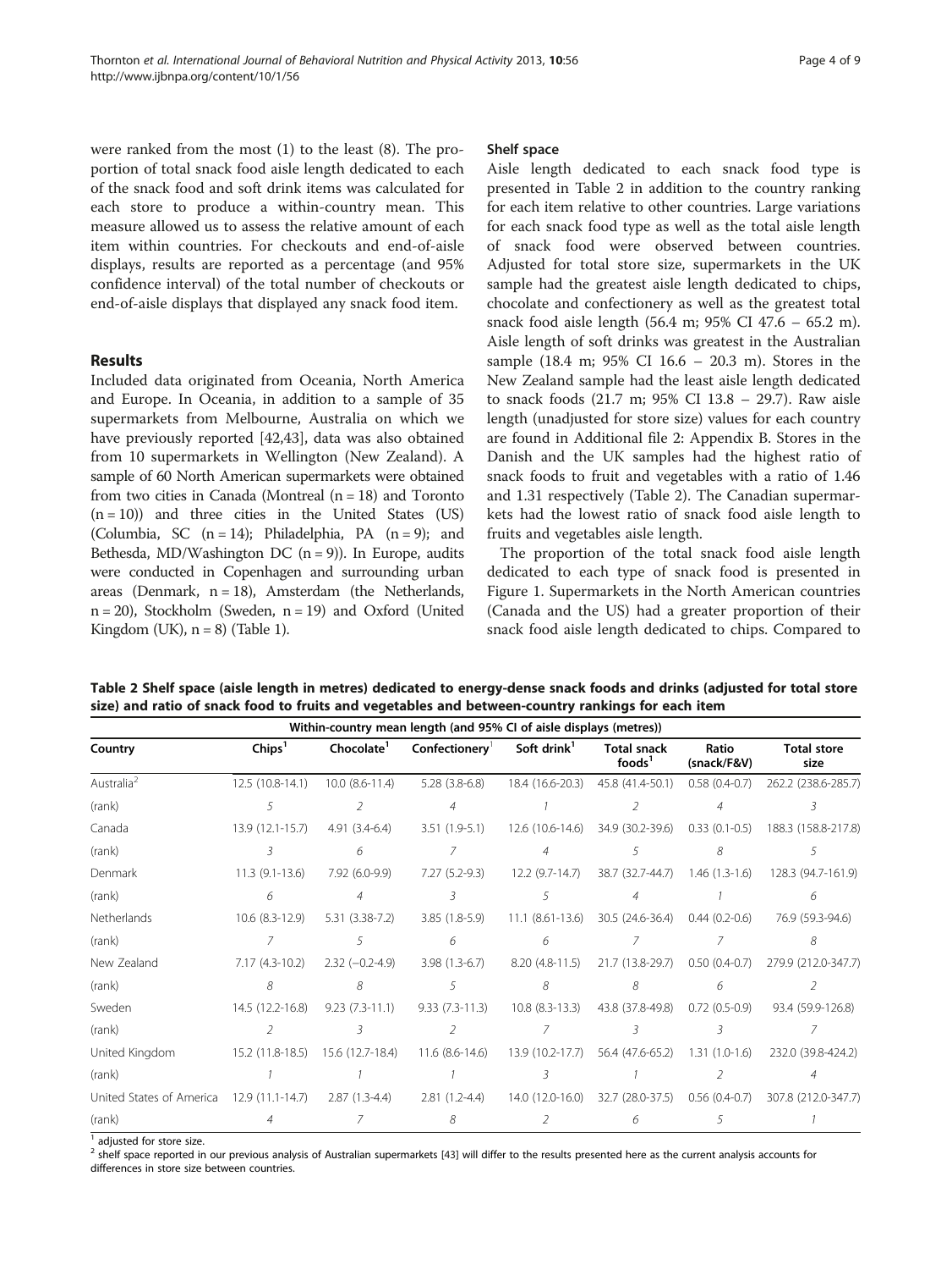were ranked from the most (1) to the least (8). The proportion of total snack food aisle length dedicated to each of the snack food and soft drink items was calculated for each store to produce a within-country mean. This measure allowed us to assess the relative amount of each item within countries. For checkouts and end-of-aisle displays, results are reported as a percentage (and 95% confidence interval) of the total number of checkouts or end-of-aisle displays that displayed any snack food item.

## Results

Included data originated from Oceania, North America and Europe. In Oceania, in addition to a sample of 35 supermarkets from Melbourne, Australia on which we have previously reported [42,43], data was also obtained from 10 supermarkets in Wellington (New Zealand). A sample of 60 North American supermarkets were obtained from two cities in Canada (Montreal (n = 18) and Toronto (n = 10)) and three cities in the United States (US) (Columbia, SC (n = 14); Philadelphia, PA (n = 9); and Bethesda, MD/Washington DC (n = 9)). In Europe, audits were conducted in Copenhagen and surrounding urban areas (Denmark, n = 18), Amsterdam (the Netherlands, n = 20), Stockholm (Sweden, n = 19) and Oxford (United Kingdom (UK), n = 8) (Table 1).

### Shelf space

Aisle length dedicated to each snack food type is presented in Table 2 in addition to the country ranking for each item relative to other countries. Large variations for each snack food type as well as the total aisle length of snack food were observed between countries. Adjusted for total store size, supermarkets in the UK sample had the greatest aisle length dedicated to chips, chocolate and confectionery as well as the greatest total snack food aisle length (56.4 m; 95% CI 47.6 – 65.2 m). Aisle length of soft drinks was greatest in the Australian sample (18.4 m; 95% CI 16.6 – 20.3 m). Stores in the New Zealand sample had the least aisle length dedicated to snack foods (21.7 m; 95% CI 13.8 – 29.7). Raw aisle length (unadjusted for store size) values for each country are found in Additional file 2: Appendix B. Stores in the Danish and the UK samples had the highest ratio of snack foods to fruit and vegetables with a ratio of 1.46 and 1.31 respectively (Table 2). The Canadian supermarkets had the lowest ratio of snack food aisle length to fruits and vegetables aisle length.

The proportion of the total snack food aisle length dedicated to each type of snack food is presented in Figure 1. Supermarkets in the North American countries (Canada and the US) had a greater proportion of their snack food aisle length dedicated to chips. Compared to

**Table 2 Shelf space (aisle length in metres) dedicated to energy-dense snack foods and drinks (adjusted for total store size) and ratio of snack food to fruits and vegetables and between-country rankings for each item**

| | Within-country mean length (and 95% CI of aisle displays (metres)) | | | | | | |
|---|---|---|---|---|---|---|---|
| Country | Chips[1] | Chocolate[1] | Confectionery[1] | Soft drink[1] | Total snack foods[1] | Ratio (snack/F&V) | Total store size |
| Australia[2] | 12.5 (10.8-14.1) | 10.0 (8.6-11.4) | 5.28 (3.8-6.8) | 18.4 (16.6-20.3) | 45.8 (41.4-50.1) | 0.58 (0.4-0.7) | 262.2 (238.6-285.7) |
| (rank) | 5 | 2 | 4 | 1 | 2 | 4 | 3 |
| Canada | 13.9 (12.1-15.7) | 4.91 (3.4-6.4) | 3.51 (1.9-5.1) | 12.6 (10.6-14.6) | 34.9 (30.2-39.6) | 0.33 (0.1-0.5) | 188.3 (158.8-217.8) |
| (rank) | 3 | 6 | 7 | 4 | 5 | 8 | 5 |
| Denmark | 11.3 (9.1-13.6) | 7.92 (6.0-9.9) | 7.27 (5.2-9.3) | 12.2 (9.7-14.7) | 38.7 (32.7-44.7) | 1.46 (1.3-1.6) | 128.3 (94.7-161.9) |
| (rank) | 6 | 4 | 3 | 5 | 4 | 1 | 6 |
| Netherlands | 10.6 (8.3-12.9) | 5.31 (3.38-7.2) | 3.85 (1.8-5.9) | 11.1 (8.61-13.6) | 30.5 (24.6-36.4) | 0.44 (0.2-0.6) | 76.9 (59.3-94.6) |
| (rank) | 7 | 5 | 6 | 6 | 7 | 7 | 8 |
| New Zealand | 7.17 (4.3-10.2) | 2.32 (−0.2-4.9) | 3.98 (1.3-6.7) | 8.20 (4.8-11.5) | 21.7 (13.8-29.7) | 0.50 (0.4-0.7) | 279.9 (212.0-347.7) |
| (rank) | 8 | 8 | 5 | 8 | 8 | 6 | 2 |
| Sweden | 14.5 (12.2-16.8) | 9.23 (7.3-11.1) | 9.33 (7.3-11.3) | 10.8 (8.3-13.3) | 43.8 (37.8-49.8) | 0.72 (0.5-0.9) | 93.4 (59.9-126.8) |
| (rank) | 2 | 3 | 2 | 7 | 3 | 3 | 7 |
| United Kingdom | 15.2 (11.8-18.5) | 15.6 (12.7-18.4) | 11.6 (8.6-14.6) | 13.9 (10.2-17.7) | 56.4 (47.6-65.2) | 1.31 (1.0-1.6) | 232.0 (39.8-424.2) |
| (rank) | 1 | 1 | 1 | 3 | 1 | 2 | 4 |
| United States of America | 12.9 (11.1-14.7) | 2.87 (1.3-4.4) | 2.81 (1.2-4.4) | 14.0 (12.0-16.0) | 32.7 (28.0-37.5) | 0.56 (0.4-0.7) | 307.8 (212.0-347.7) |
| (rank) | 4 | 7 | 8 | 2 | 6 | 5 | 1 |

[1] adjusted for store size.

[2] shelf space reported in our previous analysis of Australian supermarkets [43] will differ to the results presented here as the current analysis accounts for differences in store size between countries.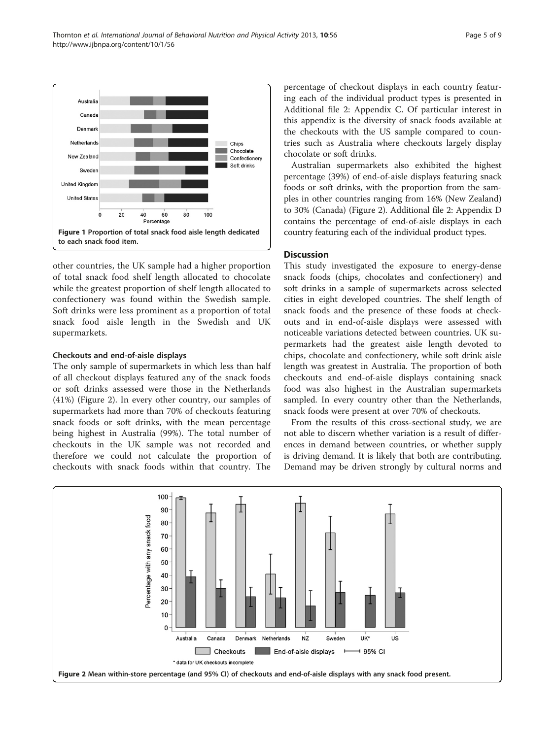Figure 1 Proportion of total snack food aisle length dedicated to each snack food item.

other countries, the UK sample had a higher proportion of total snack food shelf length allocated to chocolate while the greatest proportion of shelf length allocated to confectionery was found within the Swedish sample. Soft drinks were less prominent as a proportion of total snack food aisle length in the Swedish and UK supermarkets.

### Checkouts and end-of-aisle displays

The only sample of supermarkets in which less than half of all checkout displays featured any of the snack foods or soft drinks assessed were those in the Netherlands (41%) (Figure 2). In every other country, our samples of supermarkets had more than 70% of checkouts featuring snack foods or soft drinks, with the mean percentage being highest in Australia (99%). The total number of checkouts in the UK sample was not recorded and therefore we could not calculate the proportion of checkouts with snack foods within that country. The percentage of checkout displays in each country featuring each of the individual product types is presented in Additional file 2: Appendix C. Of particular interest in this appendix is the diversity of snack foods available at the checkouts with the US sample compared to countries such as Australia where checkouts largely display chocolate or soft drinks.

Australian supermarkets also exhibited the highest percentage (39%) of end-of-aisle displays featuring snack foods or soft drinks, with the proportion from the samples in other countries ranging from 16% (New Zealand) to 30% (Canada) (Figure 2). Additional file 2: Appendix D contains the percentage of end-of-aisle displays in each country featuring each of the individual product types.

## Discussion

This study investigated the exposure to energy-dense snack foods (chips, chocolates and confectionery) and soft drinks in a sample of supermarkets across selected cities in eight developed countries. The shelf length of snack foods and the presence of these foods at checkouts and in end-of-aisle displays were assessed with noticeable variations detected between countries. UK supermarkets had the greatest aisle length devoted to chips, chocolate and confectionery, while soft drink aisle length was greatest in Australia. The proportion of both checkouts and end-of-aisle displays containing snack food was also highest in the Australian supermarkets sampled. In every country other than the Netherlands, snack foods were present at over 70% of checkouts.

From the results of this cross-sectional study, we are not able to discern whether variation is a result of differences in demand between countries, or whether supply is driving demand. It is likely that both are contributing. Demand may be driven strongly by cultural norms and

Figure 2 Mean within-store percentage (and 95% CI) of checkouts and end-of-aisle displays with any snack food present.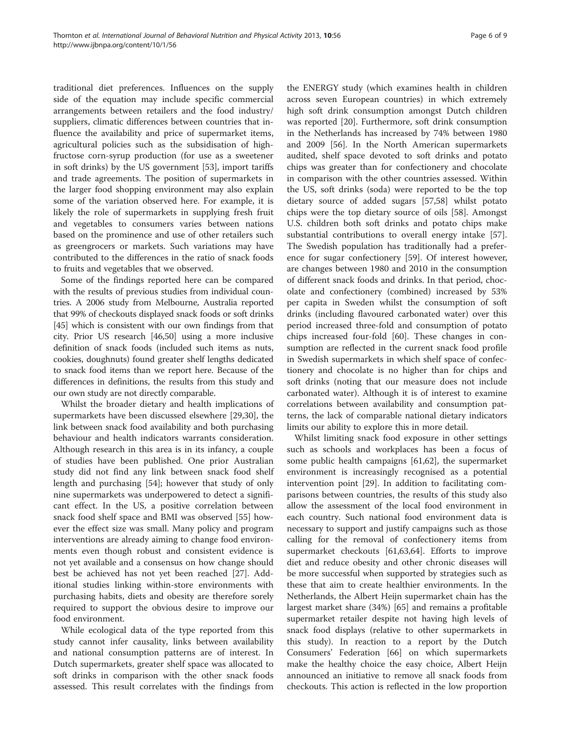traditional diet preferences. Influences on the supply side of the equation may include specific commercial arrangements between retailers and the food industry/suppliers, climatic differences between countries that influence the availability and price of supermarket items, agricultural policies such as the subsidisation of high-fructose corn-syrup production (for use as a sweetener in soft drinks) by the US government [53], import tariffs and trade agreements. The position of supermarkets in the larger food shopping environment may also explain some of the variation observed here. For example, it is likely the role of supermarkets in supplying fresh fruit and vegetables to consumers varies between nations based on the prominence and use of other retailers such as greengrocers or markets. Such variations may have contributed to the differences in the ratio of snack foods to fruits and vegetables that we observed.

Some of the findings reported here can be compared with the results of previous studies from individual countries. A 2006 study from Melbourne, Australia reported that 99% of checkouts displayed snack foods or soft drinks [45] which is consistent with our own findings from that city. Prior US research [46,50] using a more inclusive definition of snack foods (included such items as nuts, cookies, doughnuts) found greater shelf lengths dedicated to snack food items than we report here. Because of the differences in definitions, the results from this study and our own study are not directly comparable.

Whilst the broader dietary and health implications of supermarkets have been discussed elsewhere [29,30], the link between snack food availability and both purchasing behaviour and health indicators warrants consideration. Although research in this area is in its infancy, a couple of studies have been published. One prior Australian study did not find any link between snack food shelf length and purchasing [54]; however that study of only nine supermarkets was underpowered to detect a significant effect. In the US, a positive correlation between snack food shelf space and BMI was observed [55] however the effect size was small. Many policy and program interventions are already aiming to change food environments even though robust and consistent evidence is not yet available and a consensus on how change should best be achieved has not yet been reached [27]. Additional studies linking within-store environments with purchasing habits, diets and obesity are therefore sorely required to support the obvious desire to improve our food environment.

While ecological data of the type reported from this study cannot infer causality, links between availability and national consumption patterns are of interest. In Dutch supermarkets, greater shelf space was allocated to soft drinks in comparison with the other snack foods assessed. This result correlates with the findings from the ENERGY study (which examines health in children across seven European countries) in which extremely high soft drink consumption amongst Dutch children was reported [20]. Furthermore, soft drink consumption in the Netherlands has increased by 74% between 1980 and 2009 [56]. In the North American supermarkets audited, shelf space devoted to soft drinks and potato chips was greater than for confectionery and chocolate in comparison with the other countries assessed. Within the US, soft drinks (soda) were reported to be the top dietary source of added sugars [57,58] whilst potato chips were the top dietary source of oils [58]. Amongst U.S. children both soft drinks and potato chips make substantial contributions to overall energy intake [57]. The Swedish population has traditionally had a preference for sugar confectionery [59]. Of interest however, are changes between 1980 and 2010 in the consumption of different snack foods and drinks. In that period, chocolate and confectionery (combined) increased by 53% per capita in Sweden whilst the consumption of soft drinks (including flavoured carbonated water) over this period increased three-fold and consumption of potato chips increased four-fold [60]. These changes in consumption are reflected in the current snack food profile in Swedish supermarkets in which shelf space of confectionery and chocolate is no higher than for chips and soft drinks (noting that our measure does not include carbonated water). Although it is of interest to examine correlations between availability and consumption patterns, the lack of comparable national dietary indicators limits our ability to explore this in more detail.

Whilst limiting snack food exposure in other settings such as schools and workplaces has been a focus of some public health campaigns [61,62], the supermarket environment is increasingly recognised as a potential intervention point [29]. In addition to facilitating comparisons between countries, the results of this study also allow the assessment of the local food environment in each country. Such national food environment data is necessary to support and justify campaigns such as those calling for the removal of confectionery items from supermarket checkouts [61,63,64]. Efforts to improve diet and reduce obesity and other chronic diseases will be more successful when supported by strategies such as these that aim to create healthier environments. In the Netherlands, the Albert Heijn supermarket chain has the largest market share (34%) [65] and remains a profitable supermarket retailer despite not having high levels of snack food displays (relative to other supermarkets in this study). In reaction to a report by the Dutch Consumers' Federation [66] on which supermarkets make the healthy choice the easy choice, Albert Heijn announced an initiative to remove all snack foods from checkouts. This action is reflected in the low proportion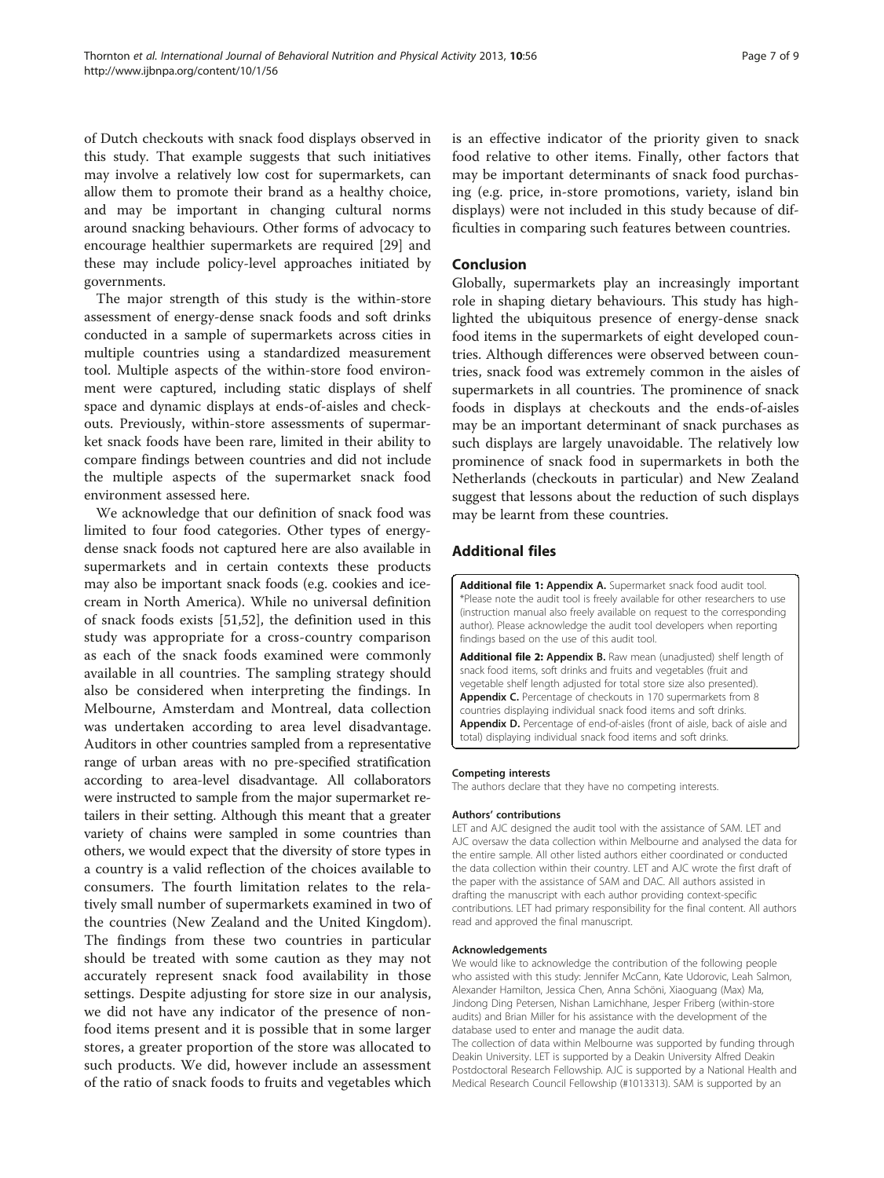of Dutch checkouts with snack food displays observed in this study. That example suggests that such initiatives may involve a relatively low cost for supermarkets, can allow them to promote their brand as a healthy choice, and may be important in changing cultural norms around snacking behaviours. Other forms of advocacy to encourage healthier supermarkets are required [29] and these may include policy-level approaches initiated by governments.

The major strength of this study is the within-store assessment of energy-dense snack foods and soft drinks conducted in a sample of supermarkets across cities in multiple countries using a standardized measurement tool. Multiple aspects of the within-store food environment were captured, including static displays of shelf space and dynamic displays at ends-of-aisles and checkouts. Previously, within-store assessments of supermarket snack foods have been rare, limited in their ability to compare findings between countries and did not include the multiple aspects of the supermarket snack food environment assessed here.

We acknowledge that our definition of snack food was limited to four food categories. Other types of energy-dense snack foods not captured here are also available in supermarkets and in certain contexts these products may also be important snack foods (e.g. cookies and ice-cream in North America). While no universal definition of snack foods exists [51,52], the definition used in this study was appropriate for a cross-country comparison as each of the snack foods examined were commonly available in all countries. The sampling strategy should also be considered when interpreting the findings. In Melbourne, Amsterdam and Montreal, data collection was undertaken according to area level disadvantage. Auditors in other countries sampled from a representative range of urban areas with no pre-specified stratification according to area-level disadvantage. All collaborators were instructed to sample from the major supermarket retailers in their setting. Although this meant that a greater variety of chains were sampled in some countries than others, we would expect that the diversity of store types in a country is a valid reflection of the choices available to consumers. The fourth limitation relates to the relatively small number of supermarkets examined in two of the countries (New Zealand and the United Kingdom). The findings from these two countries in particular should be treated with some caution as they may not accurately represent snack food availability in those settings. Despite adjusting for store size in our analysis, we did not have any indicator of the presence of non-food items present and it is possible that in some larger stores, a greater proportion of the store was allocated to such products. We did, however include an assessment of the ratio of snack foods to fruits and vegetables which is an effective indicator of the priority given to snack food relative to other items. Finally, other factors that may be important determinants of snack food purchasing (e.g. price, in-store promotions, variety, island bin displays) were not included in this study because of difficulties in comparing such features between countries.

## Conclusion

Globally, supermarkets play an increasingly important role in shaping dietary behaviours. This study has highlighted the ubiquitous presence of energy-dense snack food items in the supermarkets of eight developed countries. Although differences were observed between countries, snack food was extremely common in the aisles of supermarkets in all countries. The prominence of snack foods in displays at checkouts and the ends-of-aisles may be an important determinant of snack purchases as such displays are largely unavoidable. The relatively low prominence of snack food in supermarkets in both the Netherlands (checkouts in particular) and New Zealand suggest that lessons about the reduction of such displays may be learnt from these countries.

## Additional files

**Additional file 1: Appendix A.** Supermarket snack food audit tool. *Please note the audit tool is freely available for other researchers to use (instruction manual also freely available on request to the corresponding author). Please acknowledge the audit tool developers when reporting findings based on the use of this audit tool.

**Additional file 2: Appendix B.** Raw mean (unadjusted) shelf length of snack food items, soft drinks and fruits and vegetables (fruit and vegetable shelf length adjusted for total store size also presented). **Appendix C.** Percentage of checkouts in 170 supermarkets from 8 countries displaying individual snack food items and soft drinks. **Appendix D.** Percentage of end-of-aisles (front of aisle, back of aisle and total) displaying individual snack food items and soft drinks.

#### Competing interests

The authors declare that they have no competing interests.

#### Authors' contributions

LET and AJC designed the audit tool with the assistance of SAM. LET and AJC oversaw the data collection within Melbourne and analysed the data for the entire sample. All other listed authors either coordinated or conducted the data collection within their country. LET and AJC wrote the first draft of the paper with the assistance of SAM and DAC. All authors assisted in drafting the manuscript with each author providing context-specific contributions. LET had primary responsibility for the final content. All authors read and approved the final manuscript.

#### Acknowledgements

We would like to acknowledge the contribution of the following people who assisted with this study: Jennifer McCann, Kate Udorovic, Leah Salmon, Alexander Hamilton, Jessica Chen, Anna Schöni, Xiaoguang (Max) Ma, Jindong Ding Petersen, Nishan Lamichhane, Jesper Friberg (within-store audits) and Brian Miller for his assistance with the development of the database used to enter and manage the audit data.

The collection of data within Melbourne was supported by funding through Deakin University. LET is supported by a Deakin University Alfred Deakin Postdoctoral Research Fellowship. AJC is supported by a National Health and Medical Research Council Fellowship (#1013313). SAM is supported by an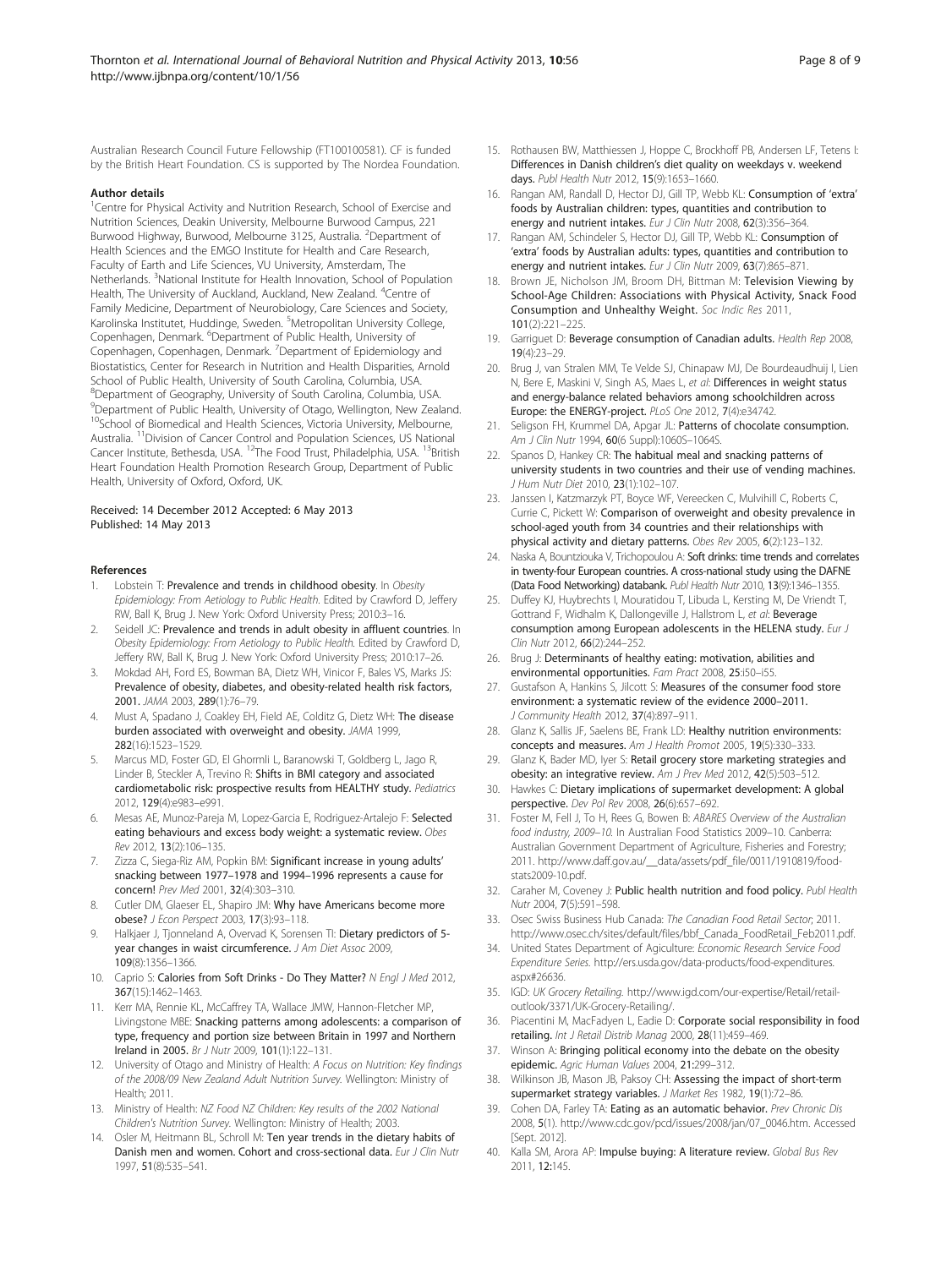Australian Research Council Future Fellowship (FT100100581). CF is funded by the British Heart Foundation. CS is supported by The Nordea Foundation.

#### Author details

[1]Centre for Physical Activity and Nutrition Research, School of Exercise and Nutrition Sciences, Deakin University, Melbourne Burwood Campus, 221 Burwood Highway, Burwood, Melbourne 3125, Australia. [2]Department of Health Sciences and the EMGO Institute for Health and Care Research, Faculty of Earth and Life Sciences, VU University, Amsterdam, The Netherlands. [3]National Institute for Health Innovation, School of Population Health, The University of Auckland, Auckland, New Zealand. [4]Centre of Family Medicine, Department of Neurobiology, Care Sciences and Society, Karolinska Institutet, Huddinge, Sweden. [5]Metropolitan University College, Copenhagen, Denmark. [6]Department of Public Health, University of Copenhagen, Copenhagen, Denmark. [7]Department of Epidemiology and Biostatistics, Center for Research in Nutrition and Health Disparities, Arnold School of Public Health, University of South Carolina, Columbia, USA. [8]Department of Geography, University of South Carolina, Columbia, USA. [9]Department of Public Health, University of Otago, Wellington, New Zealand. [10]School of Biomedical and Health Sciences, Victoria University, Melbourne, Australia. [11]Division of Cancer Control and Population Sciences, US National Cancer Institute, Bethesda, USA. [12]The Food Trust, Philadelphia, USA. [13]British Heart Foundation Health Promotion Research Group, Department of Public Health, University of Oxford, Oxford, UK.

Received: 14 December 2012 Accepted: 6 May 2013
Published: 14 May 2013

#### References

1. Lobstein T: **Prevalence and trends in childhood obesity**. In *Obesity Epidemiology: From Aetiology to Public Health*. Edited by Crawford D, Jeffery RW, Ball K, Brug J. New York: Oxford University Press; 2010:3–16.
2. Seidell JC: **Prevalence and trends in adult obesity in affluent countries**. In *Obesity Epidemiology: From Aetiology to Public Health*. Edited by Crawford D, Jeffery RW, Ball K, Brug J. New York: Oxford University Press; 2010:17–26.
3. Mokdad AH, Ford ES, Bowman BA, Dietz WH, Vinicor F, Bales VS, Marks JS: **Prevalence of obesity, diabetes, and obesity-related health risk factors, 2001.** *JAMA* 2003, **289**(1):76–79.
4. Must A, Spadano J, Coakley EH, Field AE, Colditz G, Dietz WH: **The disease burden associated with overweight and obesity.** *JAMA* 1999, **282**(16):1523–1529.
5. Marcus MD, Foster GD, El Ghormli L, Baranowski T, Goldberg L, Jago R, Linder B, Steckler A, Trevino R: **Shifts in BMI category and associated cardiometabolic risk: prospective results from HEALTHY study.** *Pediatrics* 2012, **129**(4):e983–e991.
6. Mesas AE, Munoz-Pareja M, Lopez-Garcia E, Rodriguez-Artalejo F: **Selected eating behaviours and excess body weight: a systematic review.** *Obes Rev* 2012, **13**(2):106–135.
7. Zizza C, Siega-Riz AM, Popkin BM: **Significant increase in young adults' snacking between 1977–1978 and 1994–1996 represents a cause for concern!** *Prev Med* 2001, **32**(4):303–310.
8. Cutler DM, Glaeser EL, Shapiro JM: **Why have Americans become more obese?** *J Econ Perspect* 2003, **17**(3):93–118.
9. Halkjaer J, Tjonneland A, Overvad K, Sorensen TI: **Dietary predictors of 5-year changes in waist circumference.** *J Am Diet Assoc* 2009, **109**(8):1356–1366.
10. Caprio S: **Calories from Soft Drinks - Do They Matter?** *N Engl J Med* 2012, **367**(15):1462–1463.
11. Kerr MA, Rennie KL, McCaffrey TA, Wallace JMW, Hannon-Fletcher MP, Livingstone MBE: **Snacking patterns among adolescents: a comparison of type, frequency and portion size between Britain in 1997 and Northern Ireland in 2005.** *Br J Nutr* 2009, **101**(1):122–131.
12. University of Otago and Ministry of Health: *A Focus on Nutrition: Key findings of the 2008/09 New Zealand Adult Nutrition Survey*. Wellington: Ministry of Health; 2011.
13. Ministry of Health: *NZ Food NZ Children: Key results of the 2002 National Children's Nutrition Survey*. Wellington: Ministry of Health; 2003.
14. Osler M, Heitmann BL, Schroll M: **Ten year trends in the dietary habits of Danish men and women. Cohort and cross-sectional data.** *Eur J Clin Nutr* 1997, **51**(8):535–541.
15. Rothausen BW, Matthiessen J, Hoppe C, Brockhoff PB, Andersen LF, Tetens I: **Differences in Danish children's diet quality on weekdays v. weekend days.** *Publ Health Nutr* 2012, **15**(9):1653–1660.
16. Rangan AM, Randall D, Hector DJ, Gill TP, Webb KL: **Consumption of 'extra' foods by Australian children: types, quantities and contribution to energy and nutrient intakes.** *Eur J Clin Nutr* 2008, **62**(3):356–364.
17. Rangan AM, Schindeler S, Hector DJ, Gill TP, Webb KL: **Consumption of 'extra' foods by Australian adults: types, quantities and contribution to energy and nutrient intakes.** *Eur J Clin Nutr* 2009, **63**(7):865–871.
18. Brown JE, Nicholson JM, Broom DH, Bittman M: **Television Viewing by School-Age Children: Associations with Physical Activity, Snack Food Consumption and Unhealthy Weight.** *Soc Indic Res* 2011, **101**(2):221–225.
19. Garriguet D: **Beverage consumption of Canadian adults.** *Health Rep* 2008, **19**(4):23–29.
20. Brug J, van Stralen MM, Te Velde SJ, Chinapaw MJ, De Bourdeaudhuij I, Lien N, Bere E, Maskini V, Singh AS, Maes L, *et al*: **Differences in weight status and energy-balance related behaviors among schoolchildren across Europe: the ENERGY-project.** *PLoS One* 2012, **7**(4):e34742.
21. Seligson FH, Krummel DA, Apgar JL: **Patterns of chocolate consumption.** *Am J Clin Nutr* 1994, **60**(6 Suppl):1060S–1064S.
22. Spanos D, Hankey CR: **The habitual meal and snacking patterns of university students in two countries and their use of vending machines.** *J Hum Nutr Diet* 2010, **23**(1):102–107.
23. Janssen I, Katzmarzyk PT, Boyce WF, Vereecken C, Mulvihill C, Roberts C, Currie C, Pickett W: **Comparison of overweight and obesity prevalence in school-aged youth from 34 countries and their relationships with physical activity and dietary patterns.** *Obes Rev* 2005, **6**(2):123–132.
24. Naska A, Bountziouka V, Trichopoulou A: **Soft drinks: time trends and correlates in twenty-four European countries. A cross-national study using the DAFNE (Data Food Networking) databank.** *Publ Health Nutr* 2010, **13**(9):1346–1355.
25. Duffey KJ, Huybrechts I, Mouratidou T, Libuda L, Kersting M, De Vriendt T, Gottrand F, Widhalm K, Dallongeville J, Hallstrom L, *et al*: **Beverage consumption among European adolescents in the HELENA study.** *Eur J Clin Nutr* 2012, **66**(2):244–252.
26. Brug J: **Determinants of healthy eating: motivation, abilities and environmental opportunities.** *Fam Pract* 2008, **25**:i50–i55.
27. Gustafson A, Hankins S, Jilcott S: **Measures of the consumer food store environment: a systematic review of the evidence 2000–2011.** *J Community Health* 2012, **37**(4):897–911.
28. Glanz K, Sallis JF, Saelens BE, Frank LD: **Healthy nutrition environments: concepts and measures.** *Am J Health Promot* 2005, **19**(5):330–333.
29. Glanz K, Bader MD, Iyer S: **Retail grocery store marketing strategies and obesity: an integrative review.** *Am J Prev Med* 2012, **42**(5):503–512.
30. Hawkes C: **Dietary implications of supermarket development: A global perspective.** *Dev Pol Rev* 2008, **26**(6):657–692.
31. Foster M, Fell J, To H, Rees G, Bowen B: *ABARES Overview of the Australian food industry, 2009–10*. In Australian Food Statistics 2009–10. Canberra: Australian Government Department of Agriculture, Fisheries and Forestry; 2011. http://www.daff.gov.au/__data/assets/pdf_file/0011/1910819/food-stats2009-10.pdf.
32. Caraher M, Coveney J: **Public health nutrition and food policy.** *Publ Health Nutr* 2004, **7**(5):591–598.
33. Osec Swiss Business Hub Canada: *The Canadian Food Retail Sector*; 2011. http://www.osec.ch/sites/default/files/bbf_Canada_FoodRetail_Feb2011.pdf.
34. United States Department of Agiculture: *Economic Research Service Food Expenditure Series*. http://ers.usda.gov/data-products/food-expenditures.aspx#26636.
35. IGD: *UK Grocery Retailing*. http://www.igd.com/our-expertise/Retail/retail-outlook/3371/UK-Grocery-Retailing/.
36. Piacentini M, MacFadyen L, Eadie D: **Corporate social responsibility in food retailing.** *Int J Retail Distrib Manag* 2000, **28**(11):459–469.
37. Winson A: **Bringing political economy into the debate on the obesity epidemic.** *Agric Human Values* 2004, **21**:299–312.
38. Wilkinson JB, Mason JB, Paksoy CH: **Assessing the impact of short-term supermarket strategy variables.** *J Market Res* 1982, **19**(1):72–86.
39. Cohen DA, Farley TA: **Eating as an automatic behavior.** *Prev Chronic Dis* 2008, **5**(1). http://www.cdc.gov/pcd/issues/2008/jan/07_0046.htm. Accessed [Sept. 2012].
40. Kalla SM, Arora AP: **Impulse buying: A literature review.** *Global Bus Rev* 2011, **12**:145.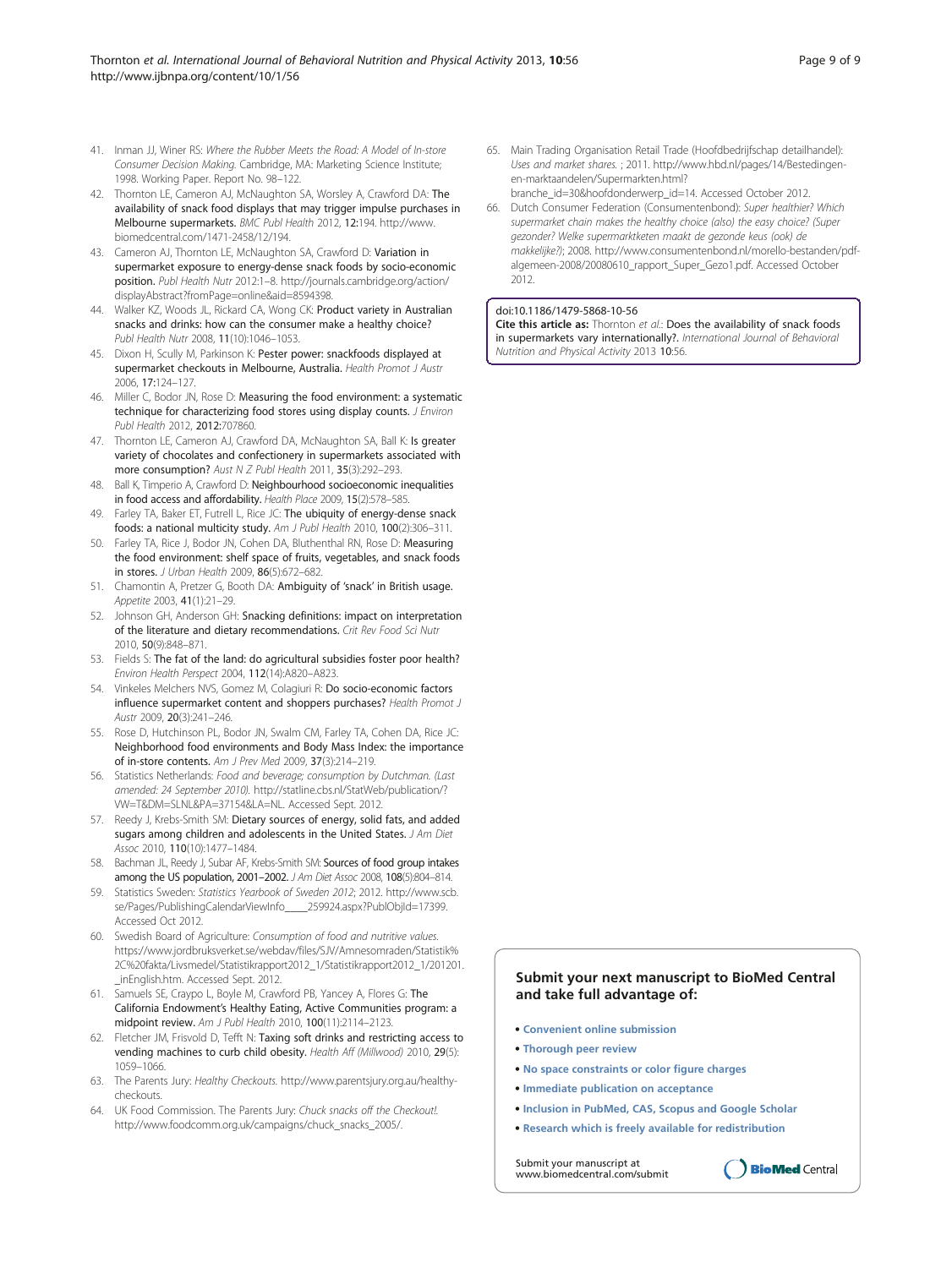41. Inman JJ, Winer RS: *Where the Rubber Meets the Road: A Model of In-store Consumer Decision Making.* Cambridge, MA: Marketing Science Institute; 1998. Working Paper. Report No. 98–122.
42. Thornton LE, Cameron AJ, McNaughton SA, Worsley A, Crawford DA: **The availability of snack food displays that may trigger impulse purchases in Melbourne supermarkets.** *BMC Publ Health* 2012, **12:**194. http://www.biomedcentral.com/1471-2458/12/194.
43. Cameron AJ, Thornton LE, McNaughton SA, Crawford D: **Variation in supermarket exposure to energy-dense snack foods by socio-economic position.** *Publ Health Nutr* 2012:1–8. http://journals.cambridge.org/action/displayAbstract?fromPage=online&aid=8594398.
44. Walker KZ, Woods JL, Rickard CA, Wong CK: **Product variety in Australian snacks and drinks: how can the consumer make a healthy choice?** *Publ Health Nutr* 2008, **11**(10):1046–1053.
45. Dixon H, Scully M, Parkinson K: **Pester power: snackfoods displayed at supermarket checkouts in Melbourne, Australia.** *Health Promot J Austr* 2006, **17:**124–127.
46. Miller C, Bodor JN, Rose D: **Measuring the food environment: a systematic technique for characterizing food stores using display counts.** *J Environ Publ Health* 2012, **2012:**707860.
47. Thornton LE, Cameron AJ, Crawford DA, McNaughton SA, Ball K: **Is greater variety of chocolates and confectionery in supermarkets associated with more consumption?** *Aust N Z Publ Health* 2011, **35**(3):292–293.
48. Ball K, Timperio A, Crawford D: **Neighbourhood socioeconomic inequalities in food access and affordability.** *Health Place* 2009, **15**(2):578–585.
49. Farley TA, Baker ET, Futrell L, Rice JC: **The ubiquity of energy-dense snack foods: a national multicity study.** *Am J Publ Health* 2010, **100**(2):306–311.
50. Farley TA, Rice J, Bodor JN, Cohen DA, Bluthenthal RN, Rose D: **Measuring the food environment: shelf space of fruits, vegetables, and snack foods in stores.** *J Urban Health* 2009, **86**(5):672–682.
51. Chamontin A, Pretzer G, Booth DA: **Ambiguity of 'snack' in British usage.** *Appetite* 2003, **41**(1):21–29.
52. Johnson GH, Anderson GH: **Snacking definitions: impact on interpretation of the literature and dietary recommendations.** *Crit Rev Food Sci Nutr* 2010, **50**(9):848–871.
53. Fields S: **The fat of the land: do agricultural subsidies foster poor health?** *Environ Health Perspect* 2004, **112**(14):A820–A823.
54. Vinkeles Melchers NVS, Gomez M, Colagiuri R: **Do socio-economic factors influence supermarket content and shoppers purchases?** *Health Promot J Austr* 2009, **20**(3):241–246.
55. Rose D, Hutchinson PL, Bodor JN, Swalm CM, Farley TA, Cohen DA, Rice JC: **Neighborhood food environments and Body Mass Index: the importance of in-store contents.** *Am J Prev Med* 2009, **37**(3):214–219.
56. Statistics Netherlands: *Food and beverage; consumption by Dutchman. (Last amended: 24 September 2010).* http://statline.cbs.nl/StatWeb/publication/?VW=T&DM=SLNL&PA=37154&LA=NL. Accessed Sept. 2012.
57. Reedy J, Krebs-Smith SM: **Dietary sources of energy, solid fats, and added sugars among children and adolescents in the United States.** *J Am Diet Assoc* 2010, **110**(10):1477–1484.
58. Bachman JL, Reedy J, Subar AF, Krebs-Smith SM: **Sources of food group intakes among the US population, 2001–2002.** *J Am Diet Assoc* 2008, **108**(5):804–814.
59. Statistics Sweden: *Statistics Yearbook of Sweden 2012*; 2012. http://www.scb.se/Pages/PublishingCalendarViewInfo____259924.aspx?PublObjId=17399. Accessed Oct 2012.
60. Swedish Board of Agriculture: *Consumption of food and nutritive values.* https://www.jordbruksverket.se/webdav/files/SJV/Amnesomraden/Statistik%2C%20fakta/Livsmedel/Statistikrapport2012_1/Statistikrapport2012_1/201201._inEnglish.htm. Accessed Sept. 2012.
61. Samuels SE, Craypo L, Boyle M, Crawford PB, Yancey A, Flores G: **The California Endowment's Healthy Eating, Active Communities program: a midpoint review.** *Am J Publ Health* 2010, **100**(11):2114–2123.
62. Fletcher JM, Frisvold D, Tefft N: **Taxing soft drinks and restricting access to vending machines to curb child obesity.** *Health Aff (Millwood)* 2010, **29**(5):1059–1066.
63. The Parents Jury: *Healthy Checkouts.* http://www.parentsjury.org.au/healthy-checkouts.
64. UK Food Commission. The Parents Jury: *Chuck snacks off the Checkout!.* http://www.foodcomm.org.uk/campaigns/chuck_snacks_2005/.
65. Main Trading Organisation Retail Trade (Hoofdbedrijfschap detailhandel): *Uses and market shares.* ; 2011. http://www.hbd.nl/pages/14/Bestedingen-en-marktaandelen/Supermarkten.html?branche_id=30&hoofdonderwerp_id=14. Accessed October 2012.
66. Dutch Consumer Federation (Consumentenbond): *Super healthier? Which supermarket chain makes the healthy choice (also) the easy choice? (Super gezonder? Welke supermarktketen maakt de gezonde keus (ook) de makkelijke?)*; 2008. http://www.consumentenbond.nl/morello-bestanden/pdf-algemeen-2008/20080610_rapport_Super_Gezo1.pdf. Accessed October 2012.

doi:10.1186/1479-5868-10-56

**Cite this article as:** Thornton *et al.*: Does the availability of snack foods in supermarkets vary internationally?. *International Journal of Behavioral Nutrition and Physical Activity* 2013 **10**:56.

**Submit your next manuscript to BioMed Central and take full advantage of:**

- **Convenient online submission**
- **Thorough peer review**
- **No space constraints or color figure charges**
- **Immediate publication on acceptance**
- **Inclusion in PubMed, CAS, Scopus and Google Scholar**
- **Research which is freely available for redistribution**

Submit your manuscript at www.biomedcentral.com/submit

BioMed Central